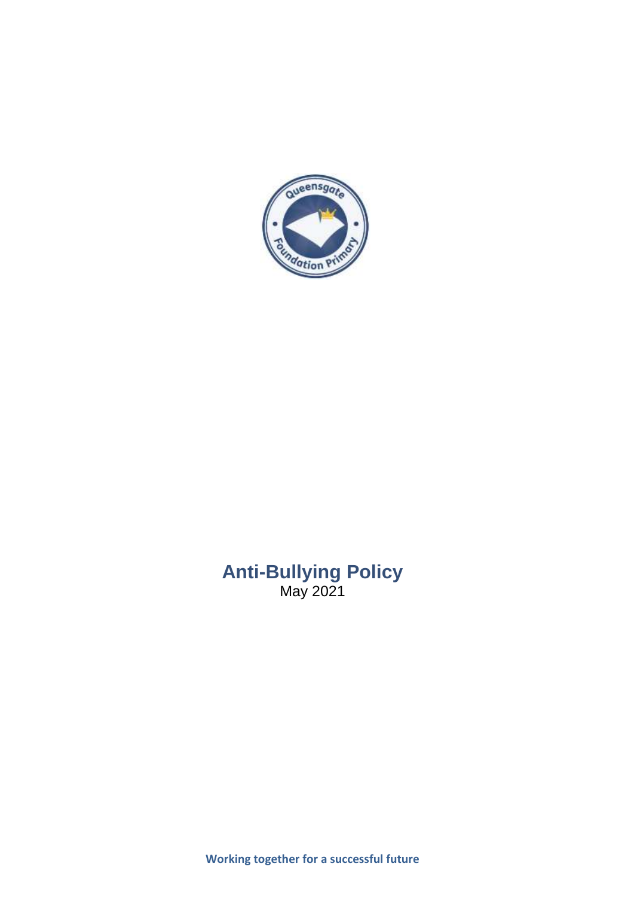# Anti-Bullying Policy

May 2021

**Working together for a successful future**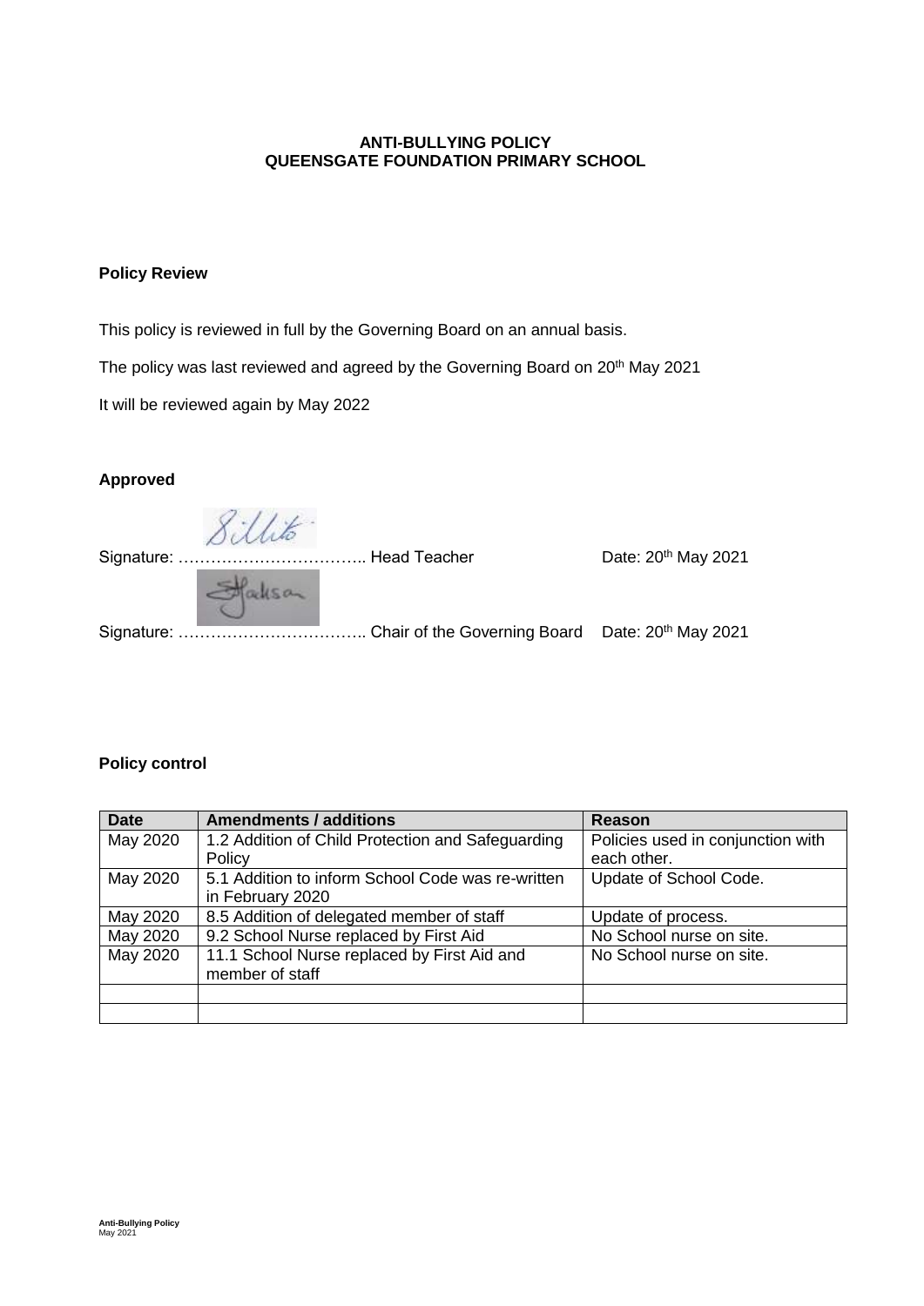**ANTI-BULLYING POLICY**
**QUEENSGATE FOUNDATION PRIMARY SCHOOL**

**Policy Review**

This policy is reviewed in full by the Governing Board on an annual basis.

The policy was last reviewed and agreed by the Governing Board on 20th May 2021

It will be reviewed again by May 2022

**Approved**

Signature: …………………………….. Head Teacher Date: 20th May 2021

Signature: …………………………….. Chair of the Governing Board Date: 20th May 2021

**Policy control**

| Date | Amendments / additions | Reason |
|---|---|---|
| May 2020 | 1.2 Addition of Child Protection and Safeguarding Policy | Policies used in conjunction with each other. |
| May 2020 | 5.1 Addition to inform School Code was re-written in February 2020 | Update of School Code. |
| May 2020 | 8.5 Addition of delegated member of staff | Update of process. |
| May 2020 | 9.2 School Nurse replaced by First Aid | No School nurse on site. |
| May 2020 | 11.1 School Nurse replaced by First Aid and member of staff | No School nurse on site. |
| | | |
| | | |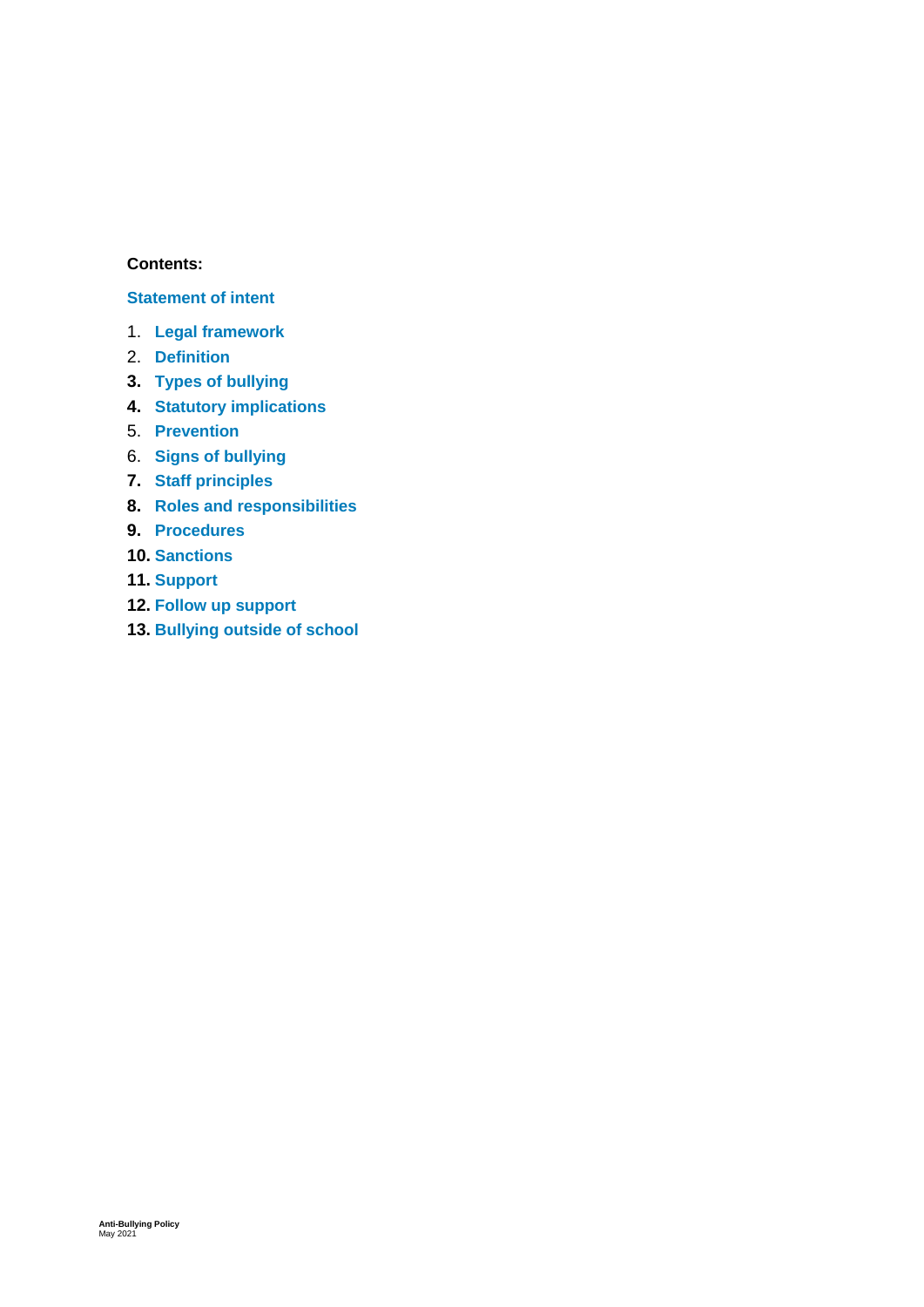**Contents:**

**Statement of intent**

1. **Legal framework**
2. **Definition**
3. **Types of bullying**
4. **Statutory implications**
5. **Prevention**
6. **Signs of bullying**
7. **Staff principles**
8. **Roles and responsibilities**
9. **Procedures**
10. **Sanctions**
11. **Support**
12. **Follow up support**
13. **Bullying outside of school**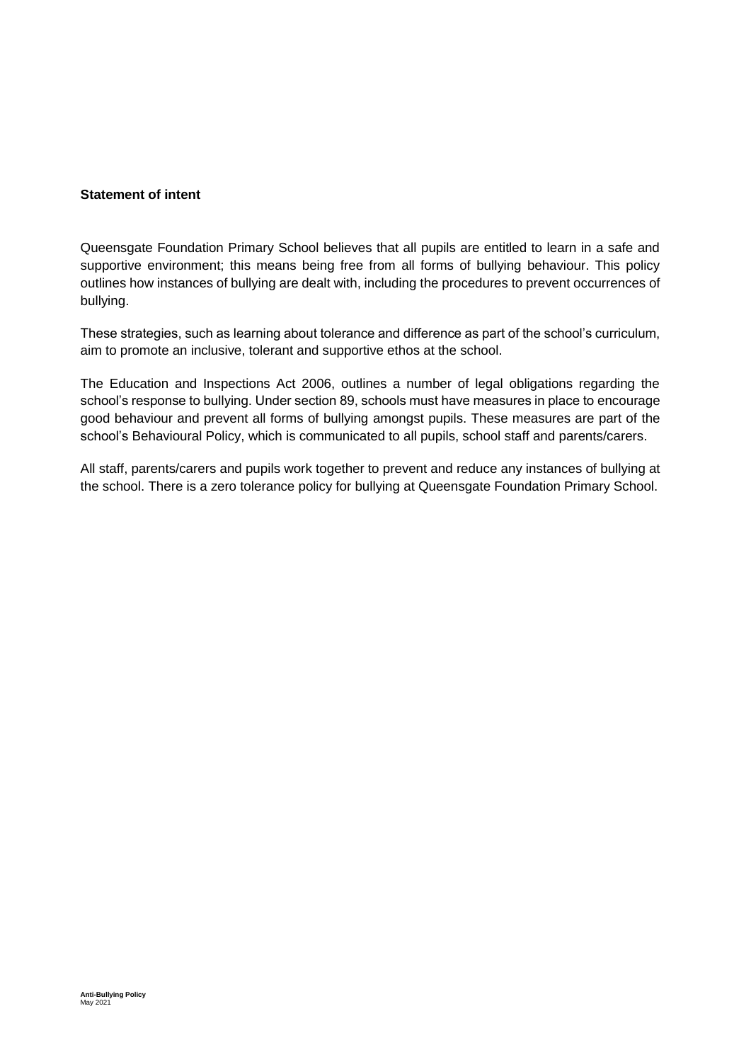**Statement of intent**

Queensgate Foundation Primary School believes that all pupils are entitled to learn in a safe and supportive environment; this means being free from all forms of bullying behaviour. This policy outlines how instances of bullying are dealt with, including the procedures to prevent occurrences of bullying.

These strategies, such as learning about tolerance and difference as part of the school's curriculum, aim to promote an inclusive, tolerant and supportive ethos at the school.

The Education and Inspections Act 2006, outlines a number of legal obligations regarding the school's response to bullying. Under section 89, schools must have measures in place to encourage good behaviour and prevent all forms of bullying amongst pupils. These measures are part of the school's Behavioural Policy, which is communicated to all pupils, school staff and parents/carers.

All staff, parents/carers and pupils work together to prevent and reduce any instances of bullying at the school. There is a zero tolerance policy for bullying at Queensgate Foundation Primary School.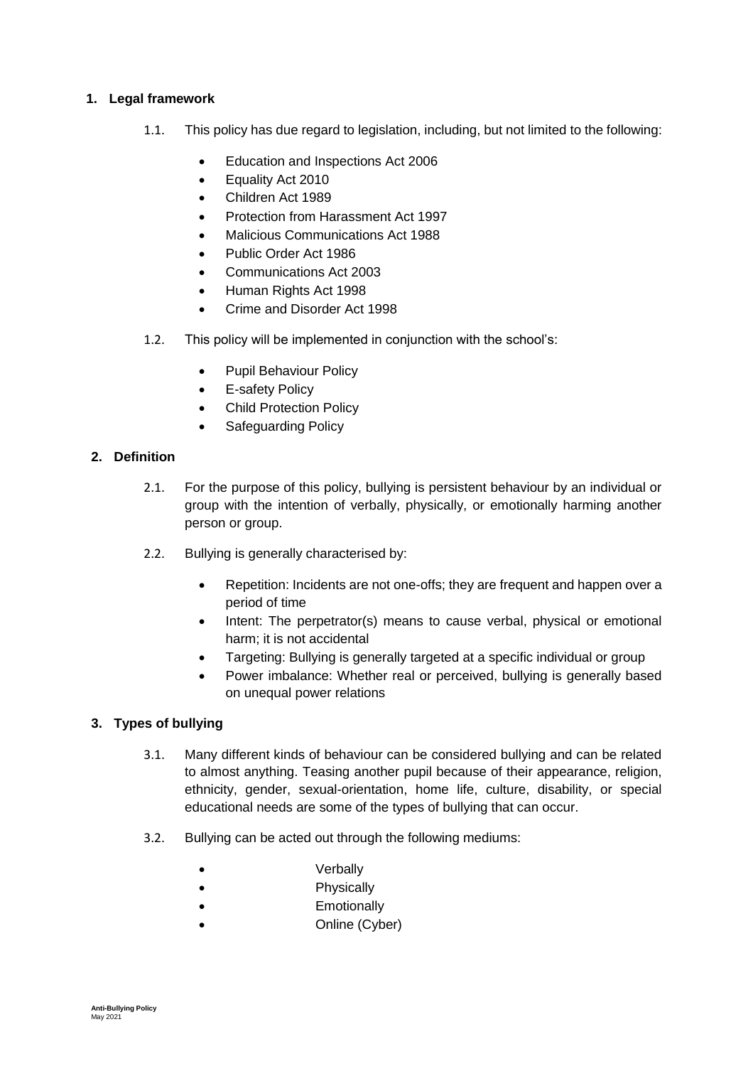## 1. Legal framework

1.1. This policy has due regard to legislation, including, but not limited to the following:

- Education and Inspections Act 2006
- Equality Act 2010
- Children Act 1989
- Protection from Harassment Act 1997
- Malicious Communications Act 1988
- Public Order Act 1986
- Communications Act 2003
- Human Rights Act 1998
- Crime and Disorder Act 1998

1.2. This policy will be implemented in conjunction with the school's:

- Pupil Behaviour Policy
- E-safety Policy
- Child Protection Policy
- Safeguarding Policy

## 2. Definition

2.1. For the purpose of this policy, bullying is persistent behaviour by an individual or group with the intention of verbally, physically, or emotionally harming another person or group.

2.2. Bullying is generally characterised by:

- Repetition: Incidents are not one-offs; they are frequent and happen over a period of time
- Intent: The perpetrator(s) means to cause verbal, physical or emotional harm; it is not accidental
- Targeting: Bullying is generally targeted at a specific individual or group
- Power imbalance: Whether real or perceived, bullying is generally based on unequal power relations

## 3. Types of bullying

3.1. Many different kinds of behaviour can be considered bullying and can be related to almost anything. Teasing another pupil because of their appearance, religion, ethnicity, gender, sexual-orientation, home life, culture, disability, or special educational needs are some of the types of bullying that can occur.

3.2. Bullying can be acted out through the following mediums:

- Verbally
- Physically
- Emotionally
- Online (Cyber)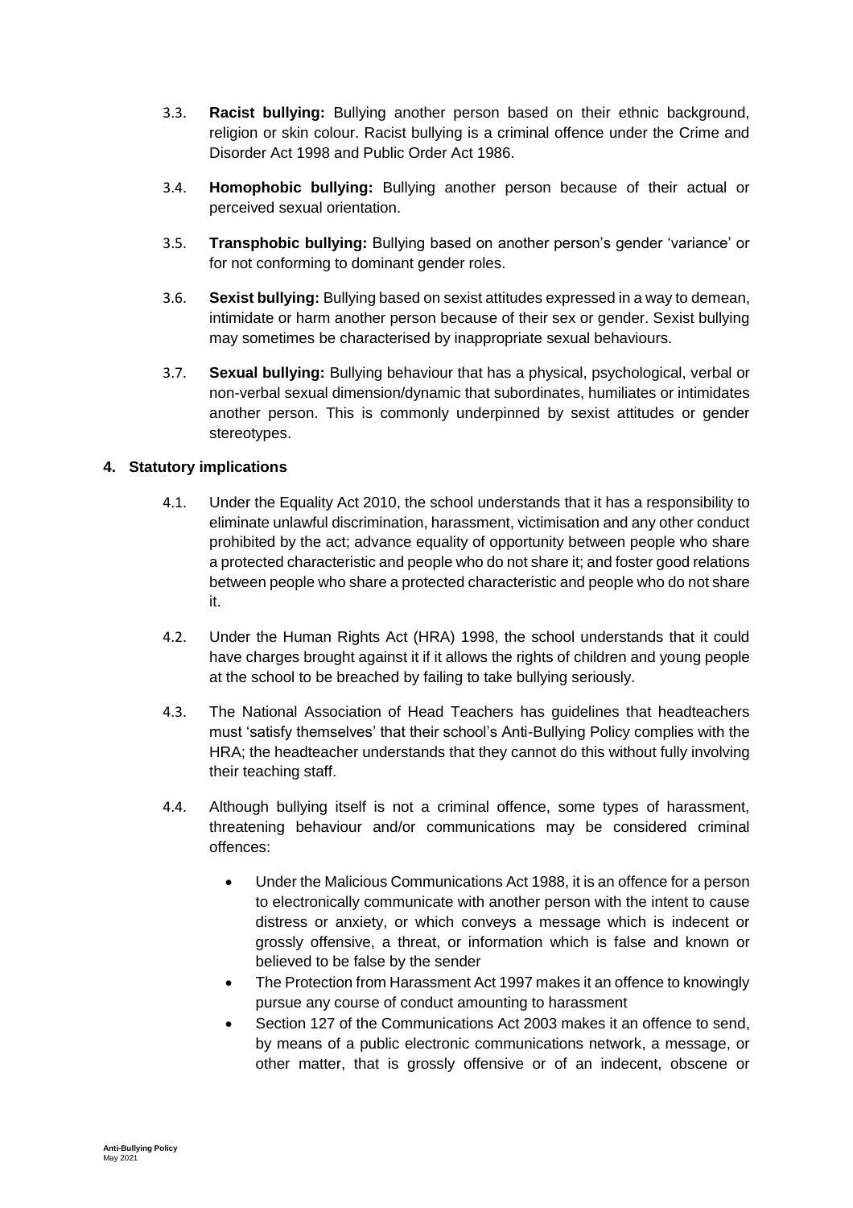3.3. **Racist bullying:** Bullying another person based on their ethnic background, religion or skin colour. Racist bullying is a criminal offence under the Crime and Disorder Act 1998 and Public Order Act 1986.

3.4. **Homophobic bullying:** Bullying another person because of their actual or perceived sexual orientation.

3.5. **Transphobic bullying:** Bullying based on another person's gender 'variance' or for not conforming to dominant gender roles.

3.6. **Sexist bullying:** Bullying based on sexist attitudes expressed in a way to demean, intimidate or harm another person because of their sex or gender. Sexist bullying may sometimes be characterised by inappropriate sexual behaviours.

3.7. **Sexual bullying:** Bullying behaviour that has a physical, psychological, verbal or non-verbal sexual dimension/dynamic that subordinates, humiliates or intimidates another person. This is commonly underpinned by sexist attitudes or gender stereotypes.

## 4. Statutory implications

4.1. Under the Equality Act 2010, the school understands that it has a responsibility to eliminate unlawful discrimination, harassment, victimisation and any other conduct prohibited by the act; advance equality of opportunity between people who share a protected characteristic and people who do not share it; and foster good relations between people who share a protected characteristic and people who do not share it.

4.2. Under the Human Rights Act (HRA) 1998, the school understands that it could have charges brought against it if it allows the rights of children and young people at the school to be breached by failing to take bullying seriously.

4.3. The National Association of Head Teachers has guidelines that headteachers must 'satisfy themselves' that their school's Anti-Bullying Policy complies with the HRA; the headteacher understands that they cannot do this without fully involving their teaching staff.

4.4. Although bullying itself is not a criminal offence, some types of harassment, threatening behaviour and/or communications may be considered criminal offences:

- Under the Malicious Communications Act 1988, it is an offence for a person to electronically communicate with another person with the intent to cause distress or anxiety, or which conveys a message which is indecent or grossly offensive, a threat, or information which is false and known or believed to be false by the sender
- The Protection from Harassment Act 1997 makes it an offence to knowingly pursue any course of conduct amounting to harassment
- Section 127 of the Communications Act 2003 makes it an offence to send, by means of a public electronic communications network, a message, or other matter, that is grossly offensive or of an indecent, obscene or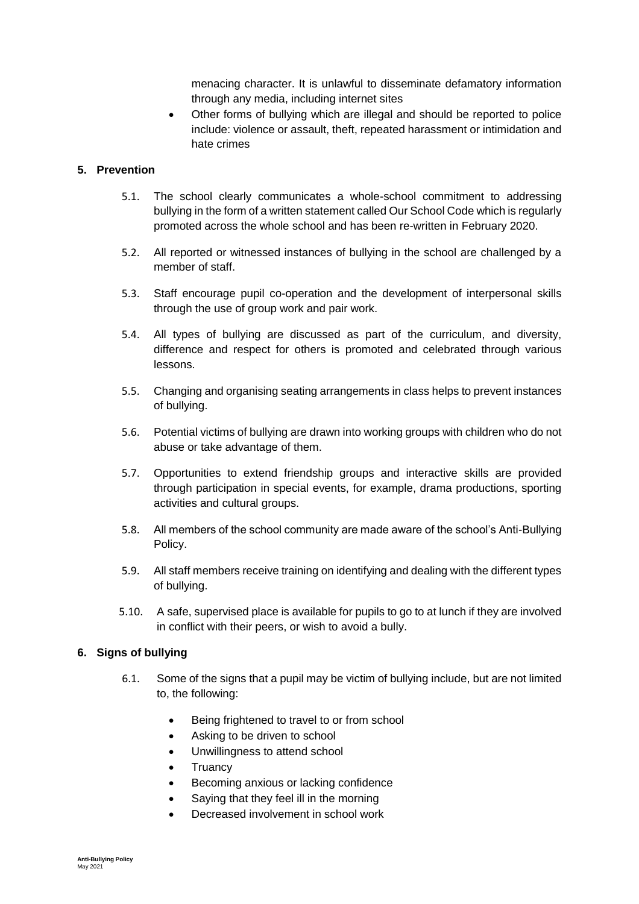menacing character. It is unlawful to disseminate defamatory information through any media, including internet sites

- Other forms of bullying which are illegal and should be reported to police include: violence or assault, theft, repeated harassment or intimidation and hate crimes

## 5. Prevention

5.1. The school clearly communicates a whole-school commitment to addressing bullying in the form of a written statement called Our School Code which is regularly promoted across the whole school and has been re-written in February 2020.

5.2. All reported or witnessed instances of bullying in the school are challenged by a member of staff.

5.3. Staff encourage pupil co-operation and the development of interpersonal skills through the use of group work and pair work.

5.4. All types of bullying are discussed as part of the curriculum, and diversity, difference and respect for others is promoted and celebrated through various lessons.

5.5. Changing and organising seating arrangements in class helps to prevent instances of bullying.

5.6. Potential victims of bullying are drawn into working groups with children who do not abuse or take advantage of them.

5.7. Opportunities to extend friendship groups and interactive skills are provided through participation in special events, for example, drama productions, sporting activities and cultural groups.

5.8. All members of the school community are made aware of the school's Anti-Bullying Policy.

5.9. All staff members receive training on identifying and dealing with the different types of bullying.

5.10. A safe, supervised place is available for pupils to go to at lunch if they are involved in conflict with their peers, or wish to avoid a bully.

## 6. Signs of bullying

6.1. Some of the signs that a pupil may be victim of bullying include, but are not limited to, the following:

- Being frightened to travel to or from school
- Asking to be driven to school
- Unwillingness to attend school
- Truancy
- Becoming anxious or lacking confidence
- Saying that they feel ill in the morning
- Decreased involvement in school work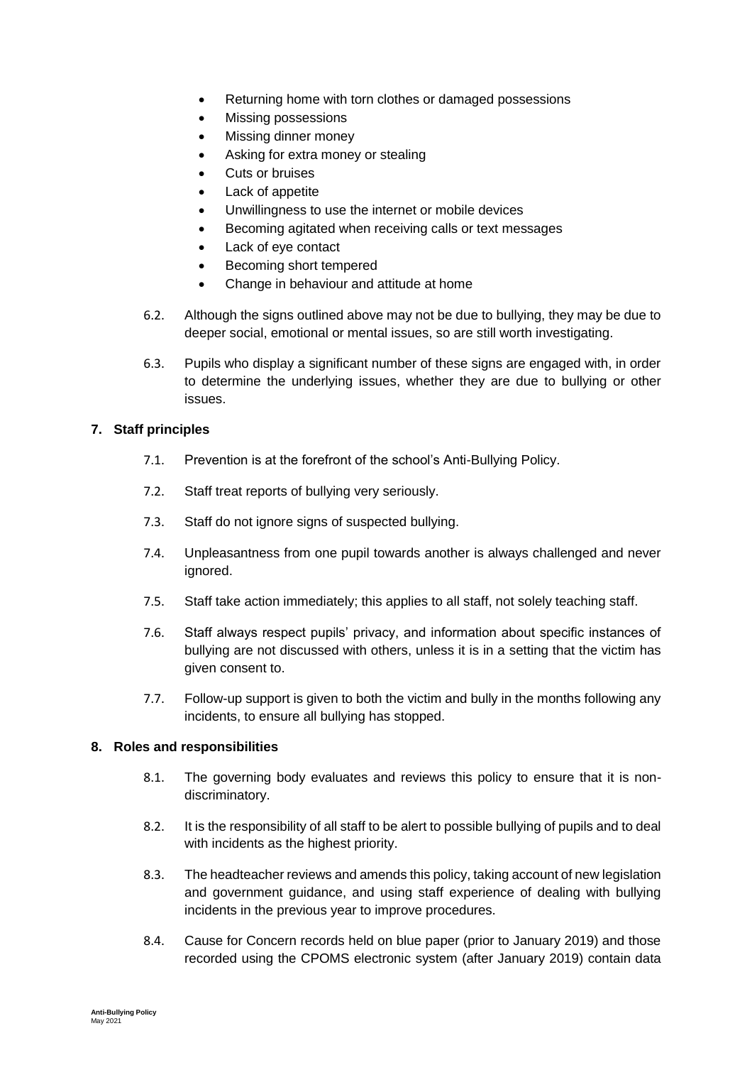- Returning home with torn clothes or damaged possessions
- Missing possessions
- Missing dinner money
- Asking for extra money or stealing
- Cuts or bruises
- Lack of appetite
- Unwillingness to use the internet or mobile devices
- Becoming agitated when receiving calls or text messages
- Lack of eye contact
- Becoming short tempered
- Change in behaviour and attitude at home

6.2. Although the signs outlined above may not be due to bullying, they may be due to deeper social, emotional or mental issues, so are still worth investigating.

6.3. Pupils who display a significant number of these signs are engaged with, in order to determine the underlying issues, whether they are due to bullying or other issues.

## 7. Staff principles

7.1. Prevention is at the forefront of the school's Anti-Bullying Policy.

7.2. Staff treat reports of bullying very seriously.

7.3. Staff do not ignore signs of suspected bullying.

7.4. Unpleasantness from one pupil towards another is always challenged and never ignored.

7.5. Staff take action immediately; this applies to all staff, not solely teaching staff.

7.6. Staff always respect pupils' privacy, and information about specific instances of bullying are not discussed with others, unless it is in a setting that the victim has given consent to.

7.7. Follow-up support is given to both the victim and bully in the months following any incidents, to ensure all bullying has stopped.

## 8. Roles and responsibilities

8.1. The governing body evaluates and reviews this policy to ensure that it is non-discriminatory.

8.2. It is the responsibility of all staff to be alert to possible bullying of pupils and to deal with incidents as the highest priority.

8.3. The headteacher reviews and amends this policy, taking account of new legislation and government guidance, and using staff experience of dealing with bullying incidents in the previous year to improve procedures.

8.4. Cause for Concern records held on blue paper (prior to January 2019) and those recorded using the CPOMS electronic system (after January 2019) contain data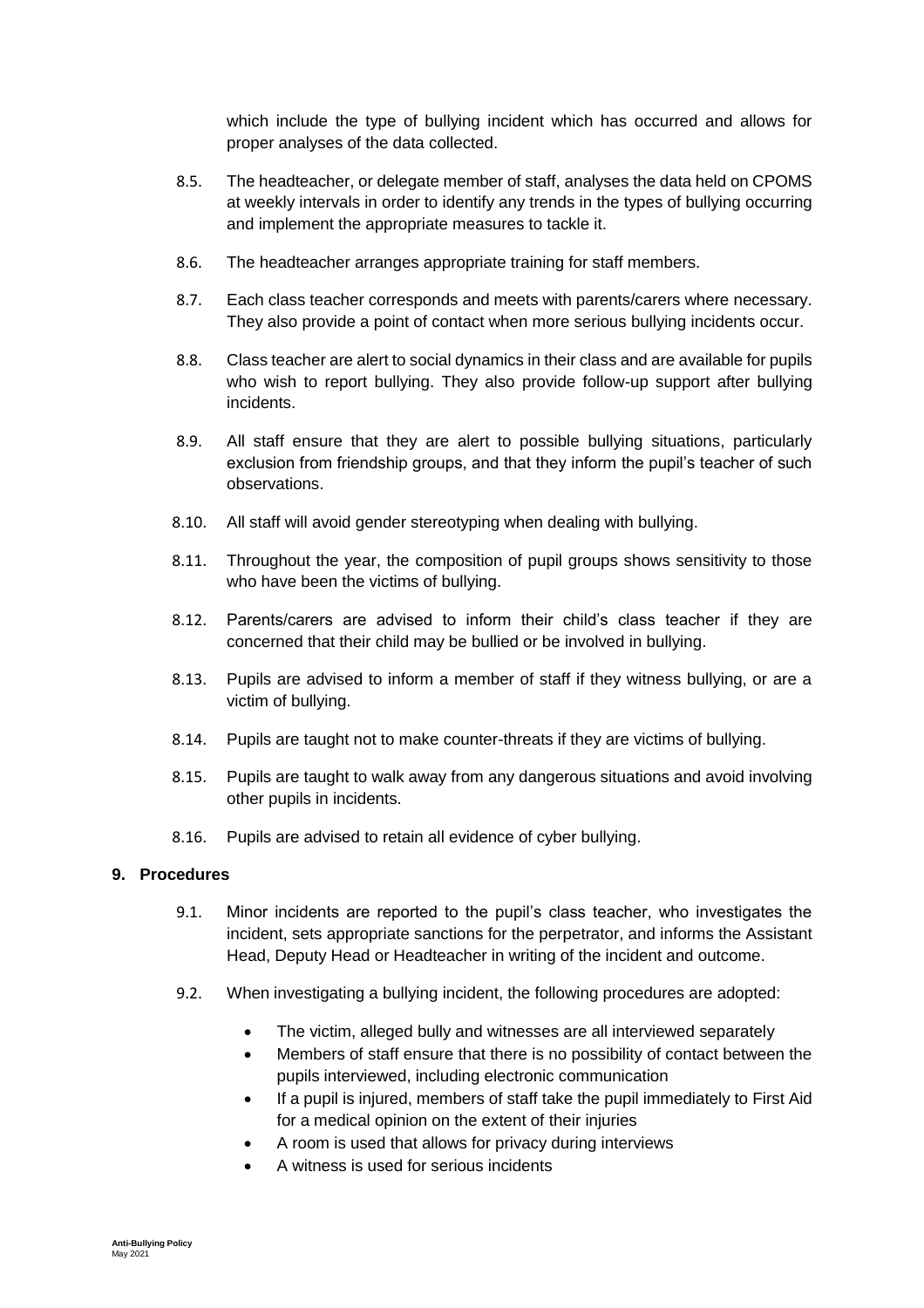which include the type of bullying incident which has occurred and allows for proper analyses of the data collected.

8.5. The headteacher, or delegate member of staff, analyses the data held on CPOMS at weekly intervals in order to identify any trends in the types of bullying occurring and implement the appropriate measures to tackle it.

8.6. The headteacher arranges appropriate training for staff members.

8.7. Each class teacher corresponds and meets with parents/carers where necessary. They also provide a point of contact when more serious bullying incidents occur.

8.8. Class teacher are alert to social dynamics in their class and are available for pupils who wish to report bullying. They also provide follow-up support after bullying incidents.

8.9. All staff ensure that they are alert to possible bullying situations, particularly exclusion from friendship groups, and that they inform the pupil's teacher of such observations.

8.10. All staff will avoid gender stereotyping when dealing with bullying.

8.11. Throughout the year, the composition of pupil groups shows sensitivity to those who have been the victims of bullying.

8.12. Parents/carers are advised to inform their child's class teacher if they are concerned that their child may be bullied or be involved in bullying.

8.13. Pupils are advised to inform a member of staff if they witness bullying, or are a victim of bullying.

8.14. Pupils are taught not to make counter-threats if they are victims of bullying.

8.15. Pupils are taught to walk away from any dangerous situations and avoid involving other pupils in incidents.

8.16. Pupils are advised to retain all evidence of cyber bullying.

## 9. Procedures

9.1. Minor incidents are reported to the pupil's class teacher, who investigates the incident, sets appropriate sanctions for the perpetrator, and informs the Assistant Head, Deputy Head or Headteacher in writing of the incident and outcome.

9.2. When investigating a bullying incident, the following procedures are adopted:

- The victim, alleged bully and witnesses are all interviewed separately
- Members of staff ensure that there is no possibility of contact between the pupils interviewed, including electronic communication
- If a pupil is injured, members of staff take the pupil immediately to First Aid for a medical opinion on the extent of their injuries
- A room is used that allows for privacy during interviews
- A witness is used for serious incidents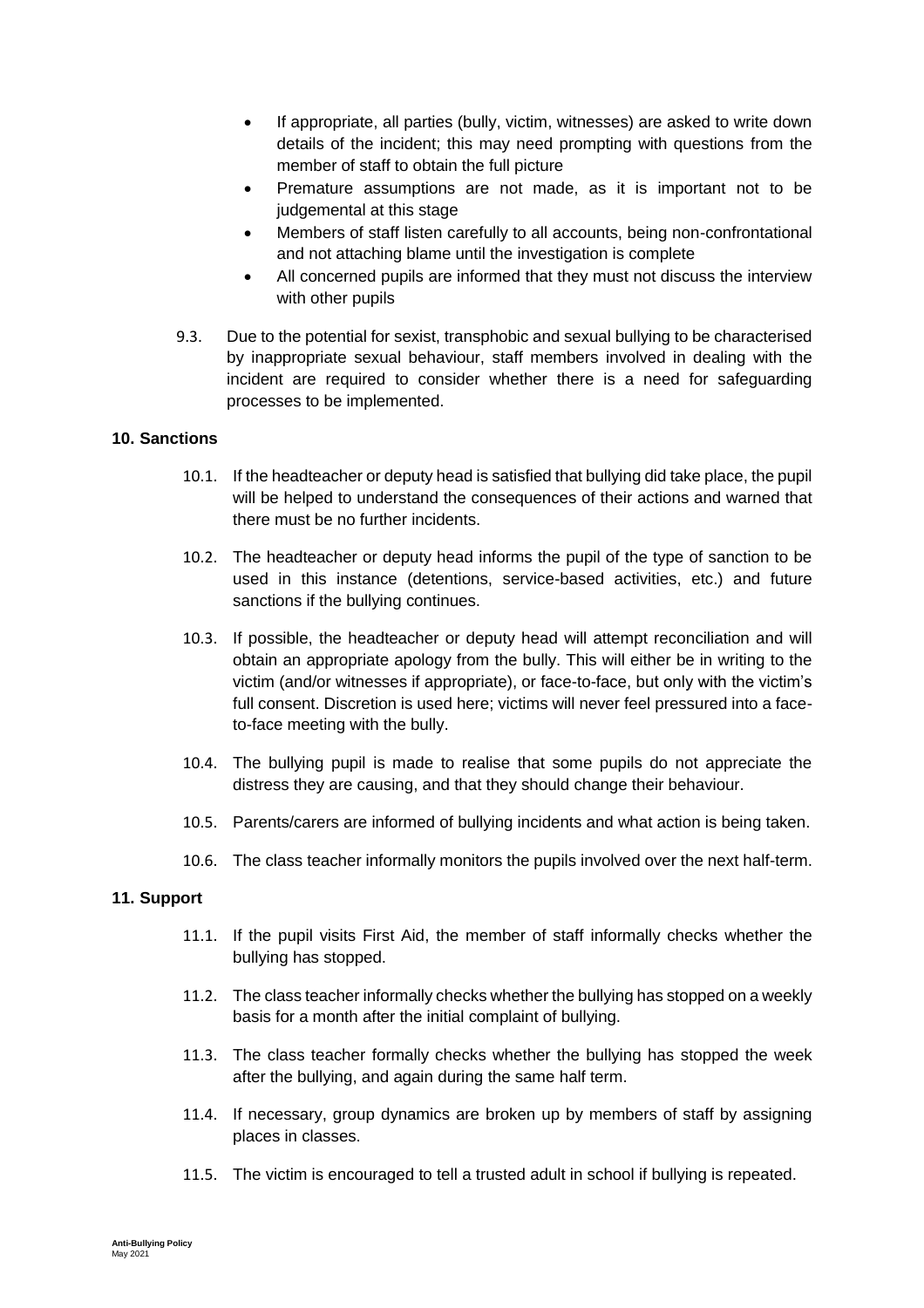- If appropriate, all parties (bully, victim, witnesses) are asked to write down details of the incident; this may need prompting with questions from the member of staff to obtain the full picture
- Premature assumptions are not made, as it is important not to be judgemental at this stage
- Members of staff listen carefully to all accounts, being non-confrontational and not attaching blame until the investigation is complete
- All concerned pupils are informed that they must not discuss the interview with other pupils

9.3. Due to the potential for sexist, transphobic and sexual bullying to be characterised by inappropriate sexual behaviour, staff members involved in dealing with the incident are required to consider whether there is a need for safeguarding processes to be implemented.

## 10. Sanctions

10.1. If the headteacher or deputy head is satisfied that bullying did take place, the pupil will be helped to understand the consequences of their actions and warned that there must be no further incidents.

10.2. The headteacher or deputy head informs the pupil of the type of sanction to be used in this instance (detentions, service-based activities, etc.) and future sanctions if the bullying continues.

10.3. If possible, the headteacher or deputy head will attempt reconciliation and will obtain an appropriate apology from the bully. This will either be in writing to the victim (and/or witnesses if appropriate), or face-to-face, but only with the victim's full consent. Discretion is used here; victims will never feel pressured into a face-to-face meeting with the bully.

10.4. The bullying pupil is made to realise that some pupils do not appreciate the distress they are causing, and that they should change their behaviour.

10.5. Parents/carers are informed of bullying incidents and what action is being taken.

10.6. The class teacher informally monitors the pupils involved over the next half-term.

## 11. Support

11.1. If the pupil visits First Aid, the member of staff informally checks whether the bullying has stopped.

11.2. The class teacher informally checks whether the bullying has stopped on a weekly basis for a month after the initial complaint of bullying.

11.3. The class teacher formally checks whether the bullying has stopped the week after the bullying, and again during the same half term.

11.4. If necessary, group dynamics are broken up by members of staff by assigning places in classes.

11.5. The victim is encouraged to tell a trusted adult in school if bullying is repeated.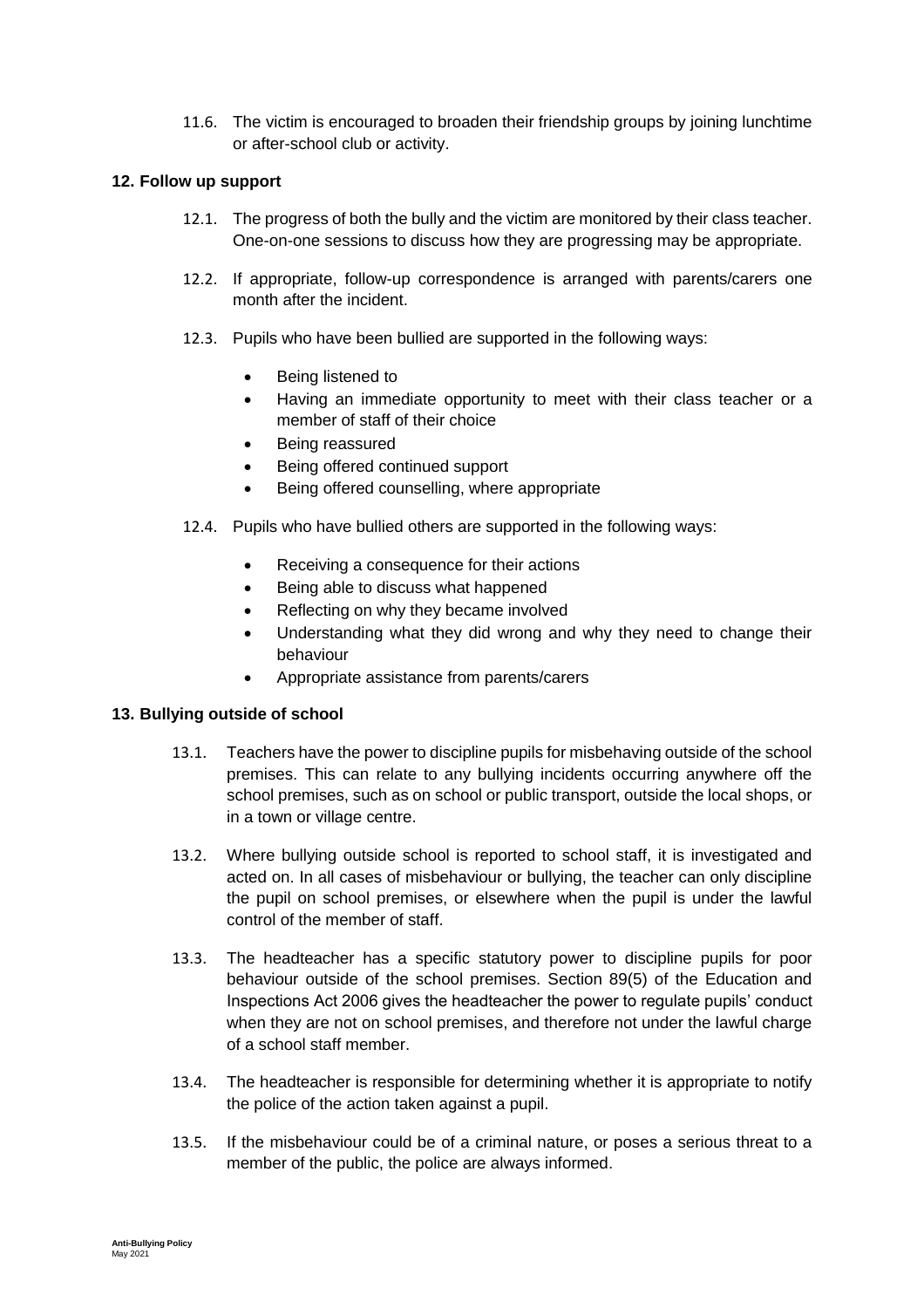11.6. The victim is encouraged to broaden their friendship groups by joining lunchtime or after-school club or activity.

**12. Follow up support**

12.1. The progress of both the bully and the victim are monitored by their class teacher. One-on-one sessions to discuss how they are progressing may be appropriate.

12.2. If appropriate, follow-up correspondence is arranged with parents/carers one month after the incident.

12.3. Pupils who have been bullied are supported in the following ways:

- Being listened to
- Having an immediate opportunity to meet with their class teacher or a member of staff of their choice
- Being reassured
- Being offered continued support
- Being offered counselling, where appropriate

12.4. Pupils who have bullied others are supported in the following ways:

- Receiving a consequence for their actions
- Being able to discuss what happened
- Reflecting on why they became involved
- Understanding what they did wrong and why they need to change their behaviour
- Appropriate assistance from parents/carers

**13. Bullying outside of school**

13.1. Teachers have the power to discipline pupils for misbehaving outside of the school premises. This can relate to any bullying incidents occurring anywhere off the school premises, such as on school or public transport, outside the local shops, or in a town or village centre.

13.2. Where bullying outside school is reported to school staff, it is investigated and acted on. In all cases of misbehaviour or bullying, the teacher can only discipline the pupil on school premises, or elsewhere when the pupil is under the lawful control of the member of staff.

13.3. The headteacher has a specific statutory power to discipline pupils for poor behaviour outside of the school premises. Section 89(5) of the Education and Inspections Act 2006 gives the headteacher the power to regulate pupils' conduct when they are not on school premises, and therefore not under the lawful charge of a school staff member.

13.4. The headteacher is responsible for determining whether it is appropriate to notify the police of the action taken against a pupil.

13.5. If the misbehaviour could be of a criminal nature, or poses a serious threat to a member of the public, the police are always informed.